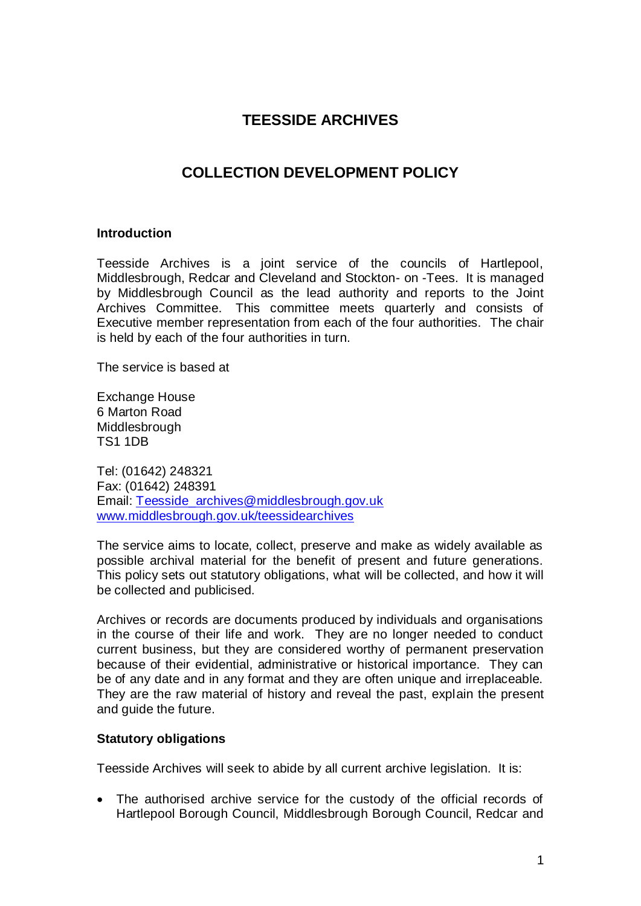# TEESSIDE ARCHIVES

## COLLECTION DEVELOPMENT POLICY

### Introduction

Teesside Archives is a joint service of the councils of Hartlepool, Middlesbrough, Redcar and Cleveland and Stockton- on -Tees. It is managed by Middlesbrough Council as the lead authority and reports to the Joint Archives Committee. This committee meets quarterly and consists of Executive member representation from each of the four authorities. The chair is held by each of the four authorities in turn.

The service is based at

Exchange House
6 Marton Road
Middlesbrough
TS1 1DB

Tel: (01642) 248321
Fax: (01642) 248391
Email: Teesside_archives@middlesbrough.gov.uk
www.middlesbrough.gov.uk/teessidearchives

The service aims to locate, collect, preserve and make as widely available as possible archival material for the benefit of present and future generations. This policy sets out statutory obligations, what will be collected, and how it will be collected and publicised.

Archives or records are documents produced by individuals and organisations in the course of their life and work. They are no longer needed to conduct current business, but they are considered worthy of permanent preservation because of their evidential, administrative or historical importance. They can be of any date and in any format and they are often unique and irreplaceable. They are the raw material of history and reveal the past, explain the present and guide the future.

### Statutory obligations

Teesside Archives will seek to abide by all current archive legislation. It is:

- The authorised archive service for the custody of the official records of Hartlepool Borough Council, Middlesbrough Borough Council, Redcar and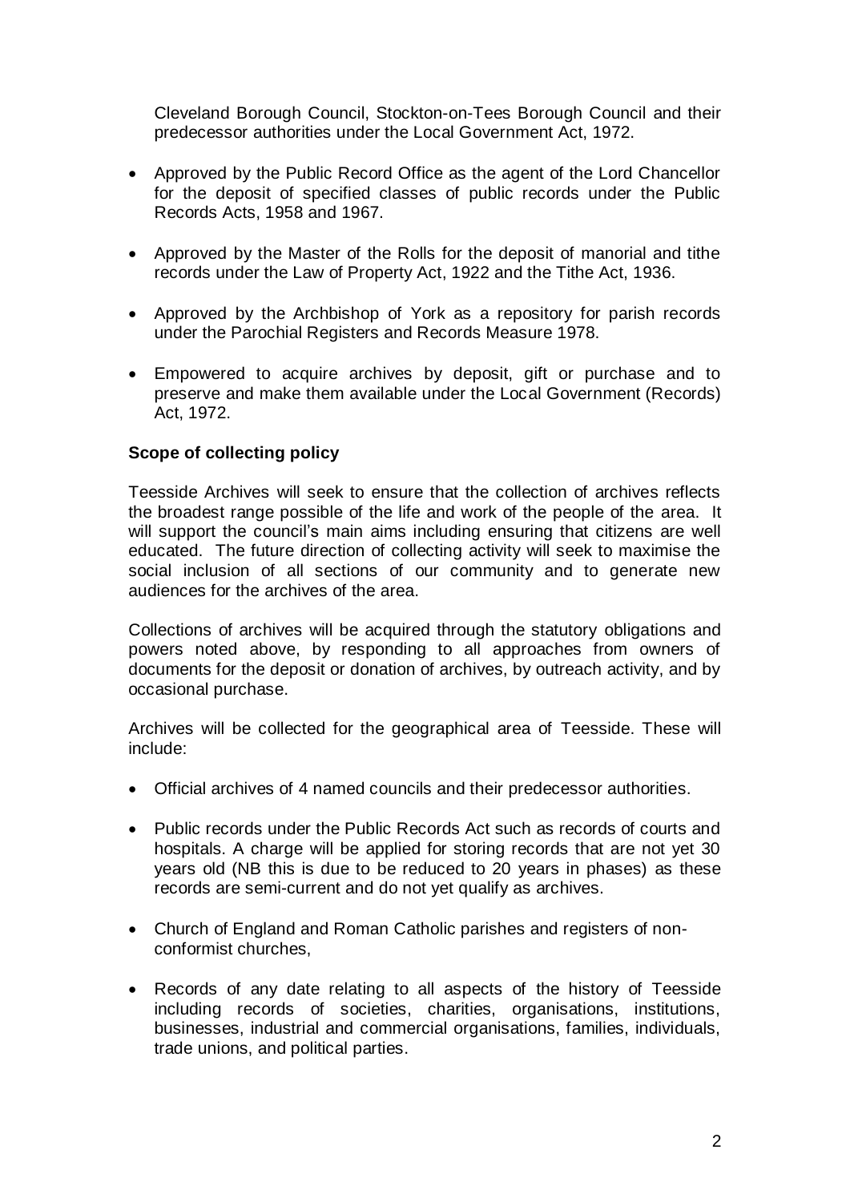Cleveland Borough Council, Stockton-on-Tees Borough Council and their predecessor authorities under the Local Government Act, 1972.

- Approved by the Public Record Office as the agent of the Lord Chancellor for the deposit of specified classes of public records under the Public Records Acts, 1958 and 1967.

- Approved by the Master of the Rolls for the deposit of manorial and tithe records under the Law of Property Act, 1922 and the Tithe Act, 1936.

- Approved by the Archbishop of York as a repository for parish records under the Parochial Registers and Records Measure 1978.

- Empowered to acquire archives by deposit, gift or purchase and to preserve and make them available under the Local Government (Records) Act, 1972.

**Scope of collecting policy**

Teesside Archives will seek to ensure that the collection of archives reflects the broadest range possible of the life and work of the people of the area. It will support the council's main aims including ensuring that citizens are well educated. The future direction of collecting activity will seek to maximise the social inclusion of all sections of our community and to generate new audiences for the archives of the area.

Collections of archives will be acquired through the statutory obligations and powers noted above, by responding to all approaches from owners of documents for the deposit or donation of archives, by outreach activity, and by occasional purchase.

Archives will be collected for the geographical area of Teesside. These will include:

- Official archives of 4 named councils and their predecessor authorities.

- Public records under the Public Records Act such as records of courts and hospitals. A charge will be applied for storing records that are not yet 30 years old (NB this is due to be reduced to 20 years in phases) as these records are semi-current and do not yet qualify as archives.

- Church of England and Roman Catholic parishes and registers of non-conformist churches,

- Records of any date relating to all aspects of the history of Teesside including records of societies, charities, organisations, institutions, businesses, industrial and commercial organisations, families, individuals, trade unions, and political parties.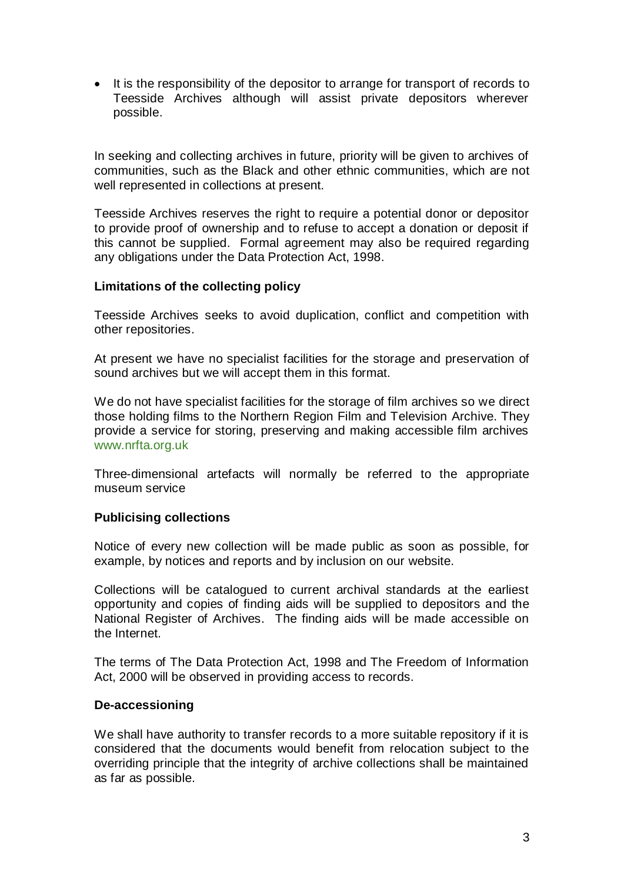- It is the responsibility of the depositor to arrange for transport of records to Teesside Archives although will assist private depositors wherever possible.

In seeking and collecting archives in future, priority will be given to archives of communities, such as the Black and other ethnic communities, which are not well represented in collections at present.

Teesside Archives reserves the right to require a potential donor or depositor to provide proof of ownership and to refuse to accept a donation or deposit if this cannot be supplied. Formal agreement may also be required regarding any obligations under the Data Protection Act, 1998.

**Limitations of the collecting policy**

Teesside Archives seeks to avoid duplication, conflict and competition with other repositories.

At present we have no specialist facilities for the storage and preservation of sound archives but we will accept them in this format.

We do not have specialist facilities for the storage of film archives so we direct those holding films to the Northern Region Film and Television Archive. They provide a service for storing, preserving and making accessible film archives www.nrfta.org.uk

Three-dimensional artefacts will normally be referred to the appropriate museum service

**Publicising collections**

Notice of every new collection will be made public as soon as possible, for example, by notices and reports and by inclusion on our website.

Collections will be catalogued to current archival standards at the earliest opportunity and copies of finding aids will be supplied to depositors and the National Register of Archives. The finding aids will be made accessible on the Internet.

The terms of The Data Protection Act, 1998 and The Freedom of Information Act, 2000 will be observed in providing access to records.

**De-accessioning**

We shall have authority to transfer records to a more suitable repository if it is considered that the documents would benefit from relocation subject to the overriding principle that the integrity of archive collections shall be maintained as far as possible.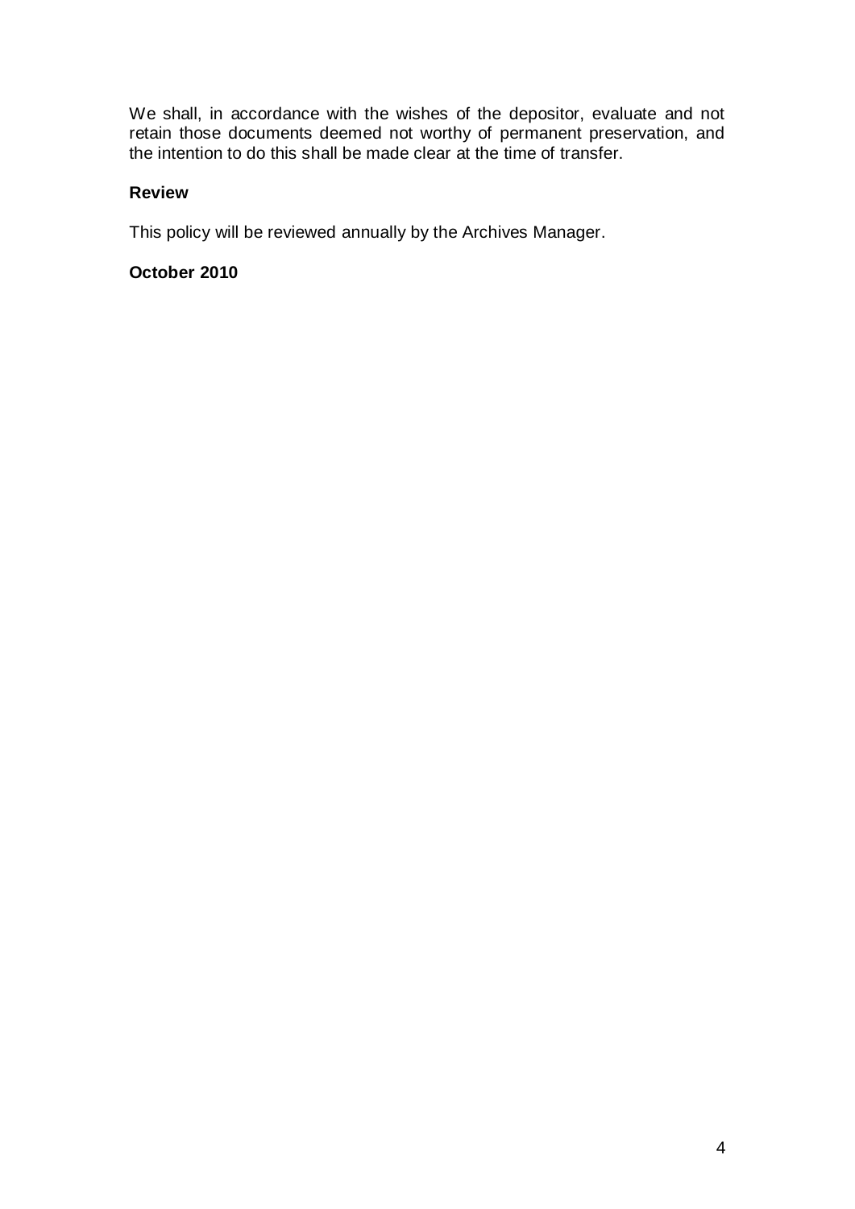We shall, in accordance with the wishes of the depositor, evaluate and not retain those documents deemed not worthy of permanent preservation, and the intention to do this shall be made clear at the time of transfer.

## Review

This policy will be reviewed annually by the Archives Manager.

**October 2010**